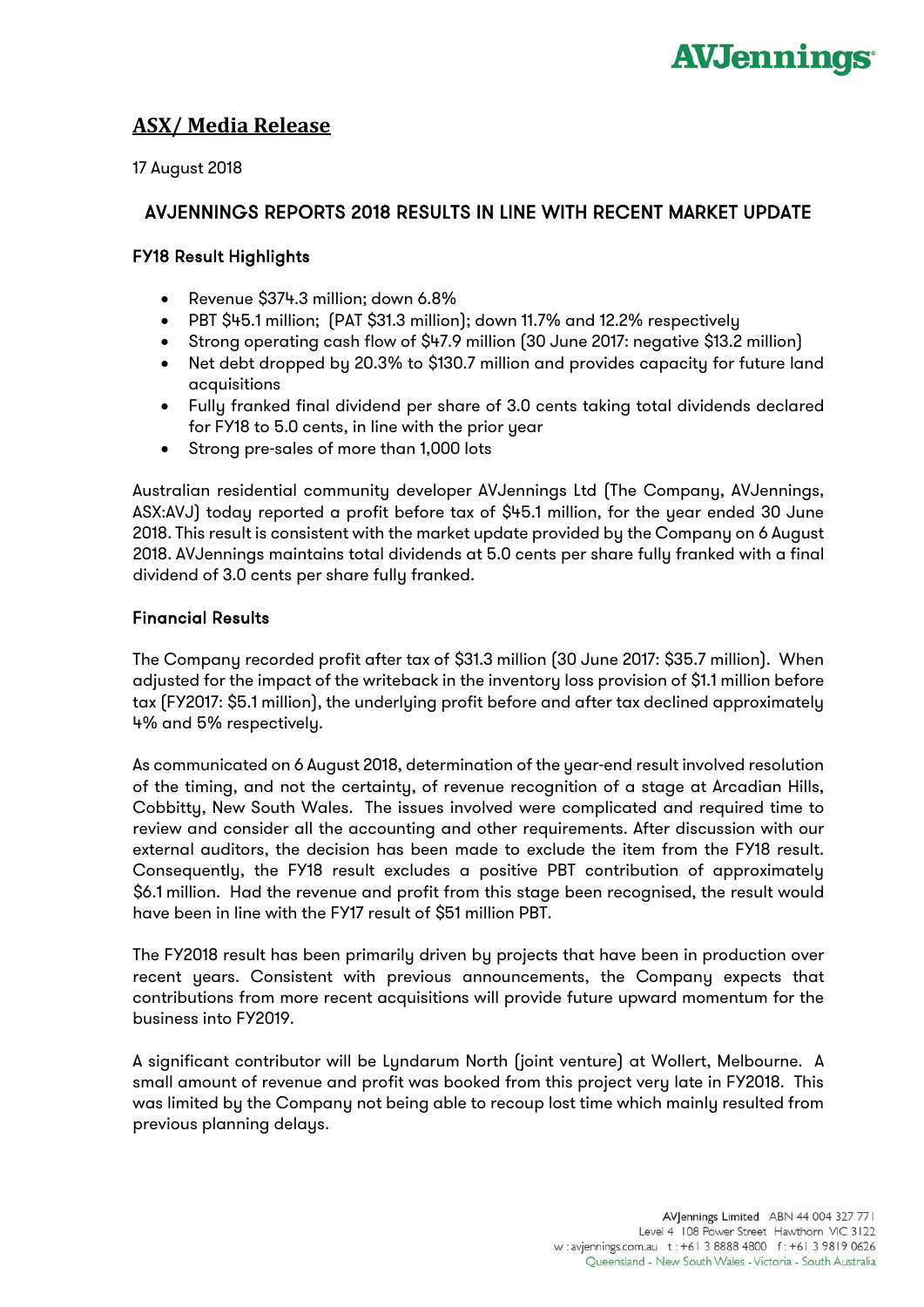## ASX/ Media Release

17 August 2018

### AVJENNINGS REPORTS 2018 RESULTS IN LINE WITH RECENT MARKET UPDATE

#### FY18 Result Highlights

- Revenue $374.3 million; down 6.8%
- PBT $45.1 million; (PAT $31.3 million); down 11.7% and 12.2% respectively
- Strong operating cash flow of $47.9 million (30 June 2017: negative $13.2 million)
- Net debt dropped by 20.3% to $130.7 million and provides capacity for future land acquisitions
- Fully franked final dividend per share of 3.0 cents taking total dividends declared for FY18 to 5.0 cents, in line with the prior year
- Strong pre-sales of more than 1,000 lots

Australian residential community developer AVJennings Ltd (The Company, AVJennings, ASX:AVJ) today reported a profit before tax of $45.1 million, for the year ended 30 June 2018. This result is consistent with the market update provided by the Company on 6 August 2018. AVJennings maintains total dividends at 5.0 cents per share fully franked with a final dividend of 3.0 cents per share fully franked.

#### Financial Results

The Company recorded profit after tax of $31.3 million (30 June 2017: $35.7 million). When adjusted for the impact of the writeback in the inventory loss provision of $1.1 million before tax (FY2017: $5.1 million), the underlying profit before and after tax declined approximately 4% and 5% respectively.

As communicated on 6 August 2018, determination of the year-end result involved resolution of the timing, and not the certainty, of revenue recognition of a stage at Arcadian Hills, Cobbitty, New South Wales. The issues involved were complicated and required time to review and consider all the accounting and other requirements. After discussion with our external auditors, the decision has been made to exclude the item from the FY18 result. Consequently, the FY18 result excludes a positive PBT contribution of approximately $6.1 million. Had the revenue and profit from this stage been recognised, the result would have been in line with the FY17 result of $51 million PBT.

The FY2018 result has been primarily driven by projects that have been in production over recent years. Consistent with previous announcements, the Company expects that contributions from more recent acquisitions will provide future upward momentum for the business into FY2019.

A significant contributor will be Lyndarum North (joint venture) at Wollert, Melbourne. A small amount of revenue and profit was booked from this project very late in FY2018. This was limited by the Company not being able to recoup lost time which mainly resulted from previous planning delays.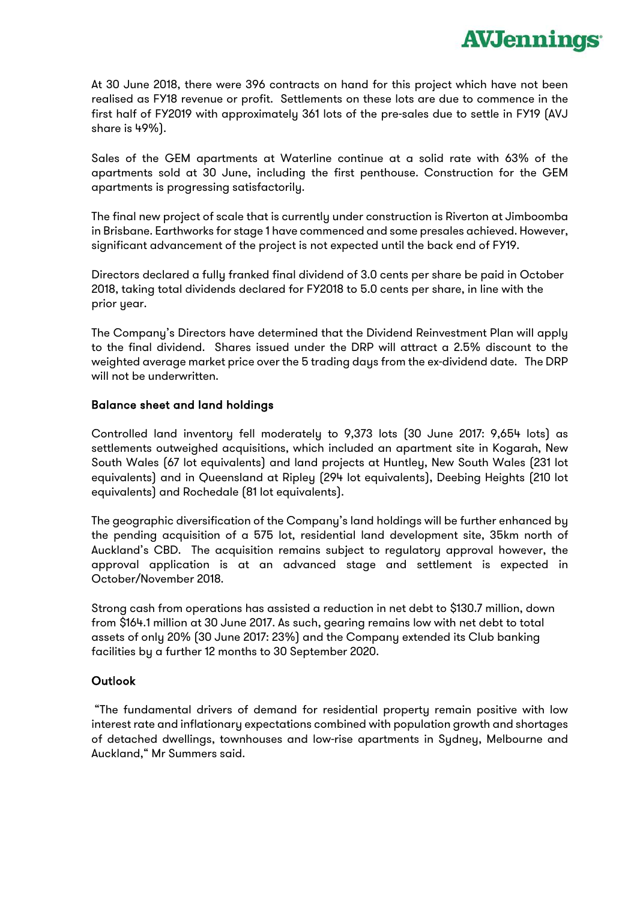At 30 June 2018, there were 396 contracts on hand for this project which have not been realised as FY18 revenue or profit. Settlements on these lots are due to commence in the first half of FY2019 with approximately 361 lots of the pre-sales due to settle in FY19 (AVJ share is 49%).

Sales of the GEM apartments at Waterline continue at a solid rate with 63% of the apartments sold at 30 June, including the first penthouse. Construction for the GEM apartments is progressing satisfactorily.

The final new project of scale that is currently under construction is Riverton at Jimboomba in Brisbane. Earthworks for stage 1 have commenced and some presales achieved. However, significant advancement of the project is not expected until the back end of FY19.

Directors declared a fully franked final dividend of 3.0 cents per share be paid in October 2018, taking total dividends declared for FY2018 to 5.0 cents per share, in line with the prior year.

The Company's Directors have determined that the Dividend Reinvestment Plan will apply to the final dividend. Shares issued under the DRP will attract a 2.5% discount to the weighted average market price over the 5 trading days from the ex-dividend date. The DRP will not be underwritten.

## Balance sheet and land holdings

Controlled land inventory fell moderately to 9,373 lots (30 June 2017: 9,654 lots) as settlements outweighed acquisitions, which included an apartment site in Kogarah, New South Wales (67 lot equivalents) and land projects at Huntley, New South Wales (231 lot equivalents) and in Queensland at Ripley (294 lot equivalents), Deebing Heights (210 lot equivalents) and Rochedale (81 lot equivalents).

The geographic diversification of the Company's land holdings will be further enhanced by the pending acquisition of a 575 lot, residential land development site, 35km north of Auckland's CBD. The acquisition remains subject to regulatory approval however, the approval application is at an advanced stage and settlement is expected in October/November 2018.

Strong cash from operations has assisted a reduction in net debt to $130.7 million, down from $164.1 million at 30 June 2017. As such, gearing remains low with net debt to total assets of only 20% (30 June 2017: 23%) and the Company extended its Club banking facilities by a further 12 months to 30 September 2020.

## Outlook

"The fundamental drivers of demand for residential property remain positive with low interest rate and inflationary expectations combined with population growth and shortages of detached dwellings, townhouses and low-rise apartments in Sydney, Melbourne and Auckland," Mr Summers said.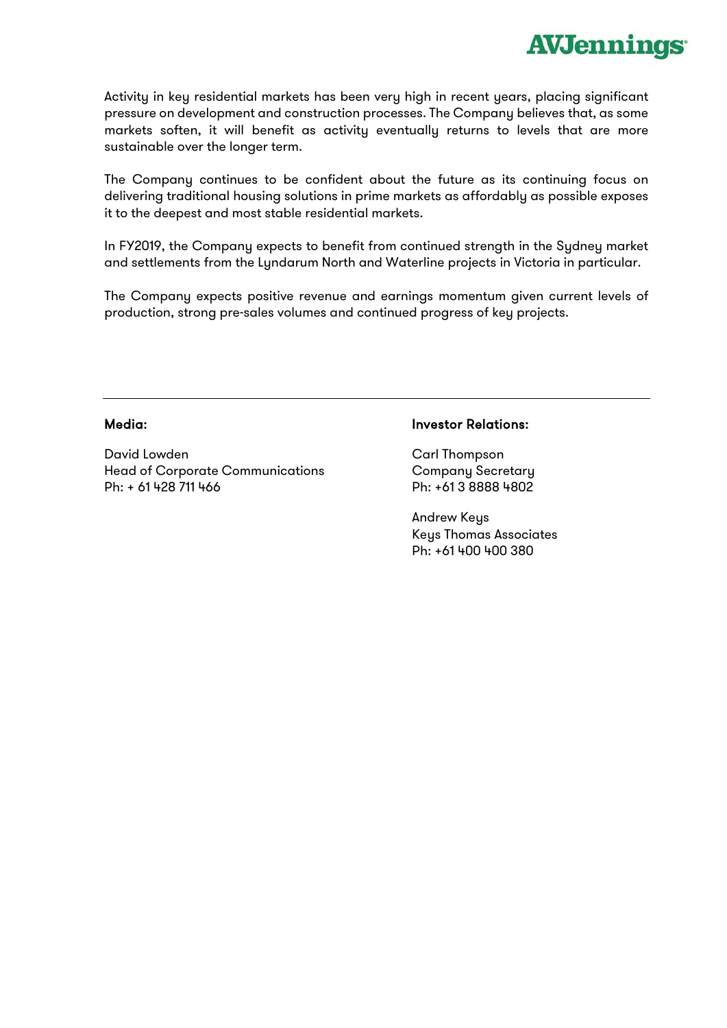Activity in key residential markets has been very high in recent years, placing significant pressure on development and construction processes. The Company believes that, as some markets soften, it will benefit as activity eventually returns to levels that are more sustainable over the longer term.

The Company continues to be confident about the future as its continuing focus on delivering traditional housing solutions in prime markets as affordably as possible exposes it to the deepest and most stable residential markets.

In FY2019, the Company expects to benefit from continued strength in the Sydney market and settlements from the Lyndarum North and Waterline projects in Victoria in particular.

The Company expects positive revenue and earnings momentum given current levels of production, strong pre-sales volumes and continued progress of key projects.

---

**Media:**

David Lowden
Head of Corporate Communications
Ph: + 61 428 711 466

**Investor Relations:**

Carl Thompson
Company Secretary
Ph: +61 3 8888 4802

Andrew Keys
Keys Thomas Associates
Ph: +61 400 400 380